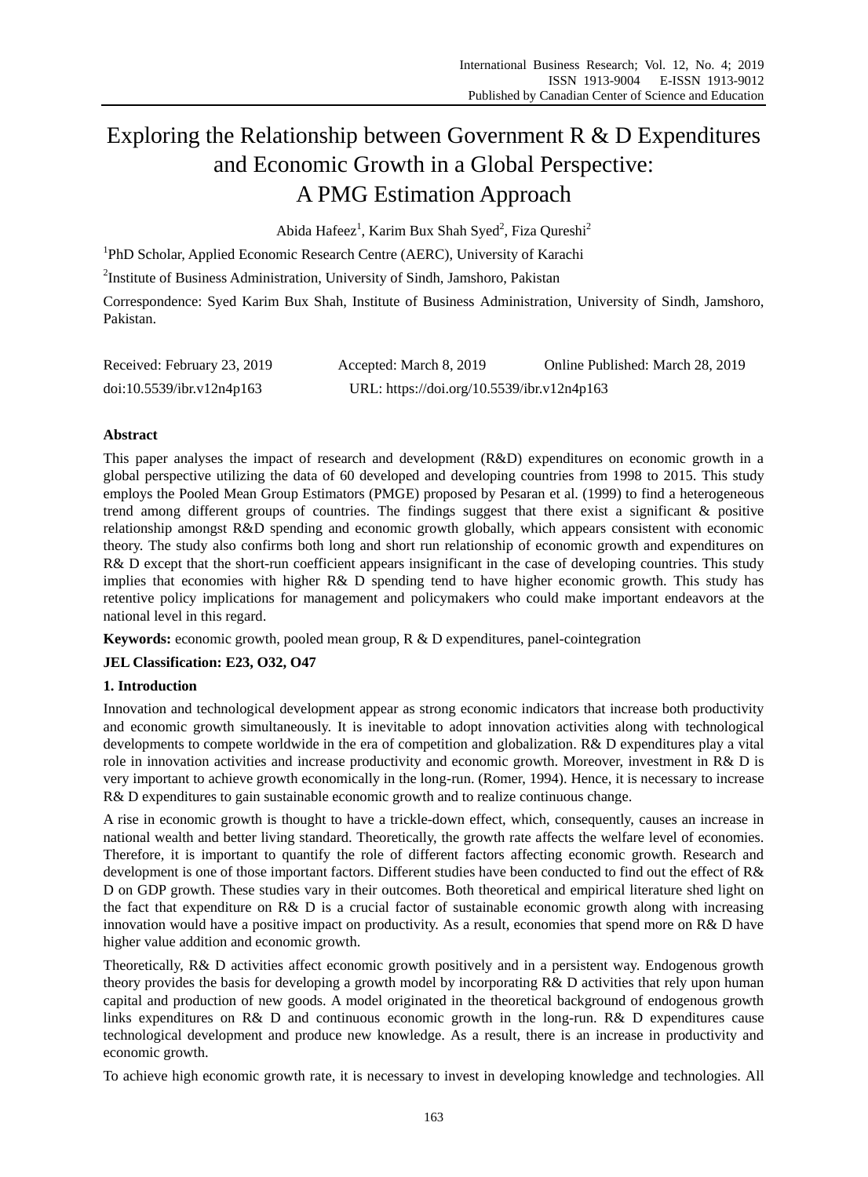# Exploring the Relationship between Government R & D Expenditures and Economic Growth in a Global Perspective: A PMG Estimation Approach

Abida Hafeez[1], Karim Bux Shah Syed[2], Fiza Qureshi[2]

[1]PhD Scholar, Applied Economic Research Centre (AERC), University of Karachi

[2]Institute of Business Administration, University of Sindh, Jamshoro, Pakistan

Correspondence: Syed Karim Bux Shah, Institute of Business Administration, University of Sindh, Jamshoro, Pakistan.

Received: February 23, 2019 Accepted: March 8, 2019 Online Published: March 28, 2019

doi:10.5539/ibr.v12n4p163 URL: https://doi.org/10.5539/ibr.v12n4p163

## Abstract

This paper analyses the impact of research and development (R&D) expenditures on economic growth in a global perspective utilizing the data of 60 developed and developing countries from 1998 to 2015. This study employs the Pooled Mean Group Estimators (PMGE) proposed by Pesaran et al. (1999) to find a heterogeneous trend among different groups of countries. The findings suggest that there exist a significant & positive relationship amongst R&D spending and economic growth globally, which appears consistent with economic theory. The study also confirms both long and short run relationship of economic growth and expenditures on R& D except that the short-run coefficient appears insignificant in the case of developing countries. This study implies that economies with higher R& D spending tend to have higher economic growth. This study has retentive policy implications for management and policymakers who could make important endeavors at the national level in this regard.

**Keywords:** economic growth, pooled mean group, R & D expenditures, panel-cointegration

**JEL Classification: E23, O32, O47**

## 1. Introduction

Innovation and technological development appear as strong economic indicators that increase both productivity and economic growth simultaneously. It is inevitable to adopt innovation activities along with technological developments to compete worldwide in the era of competition and globalization. R& D expenditures play a vital role in innovation activities and increase productivity and economic growth. Moreover, investment in R& D is very important to achieve growth economically in the long-run. (Romer, 1994). Hence, it is necessary to increase R& D expenditures to gain sustainable economic growth and to realize continuous change.

A rise in economic growth is thought to have a trickle-down effect, which, consequently, causes an increase in national wealth and better living standard. Theoretically, the growth rate affects the welfare level of economies. Therefore, it is important to quantify the role of different factors affecting economic growth. Research and development is one of those important factors. Different studies have been conducted to find out the effect of R& D on GDP growth. These studies vary in their outcomes. Both theoretical and empirical literature shed light on the fact that expenditure on R& D is a crucial factor of sustainable economic growth along with increasing innovation would have a positive impact on productivity. As a result, economies that spend more on R& D have higher value addition and economic growth.

Theoretically, R& D activities affect economic growth positively and in a persistent way. Endogenous growth theory provides the basis for developing a growth model by incorporating R& D activities that rely upon human capital and production of new goods. A model originated in the theoretical background of endogenous growth links expenditures on R& D and continuous economic growth in the long-run. R& D expenditures cause technological development and produce new knowledge. As a result, there is an increase in productivity and economic growth.

To achieve high economic growth rate, it is necessary to invest in developing knowledge and technologies. All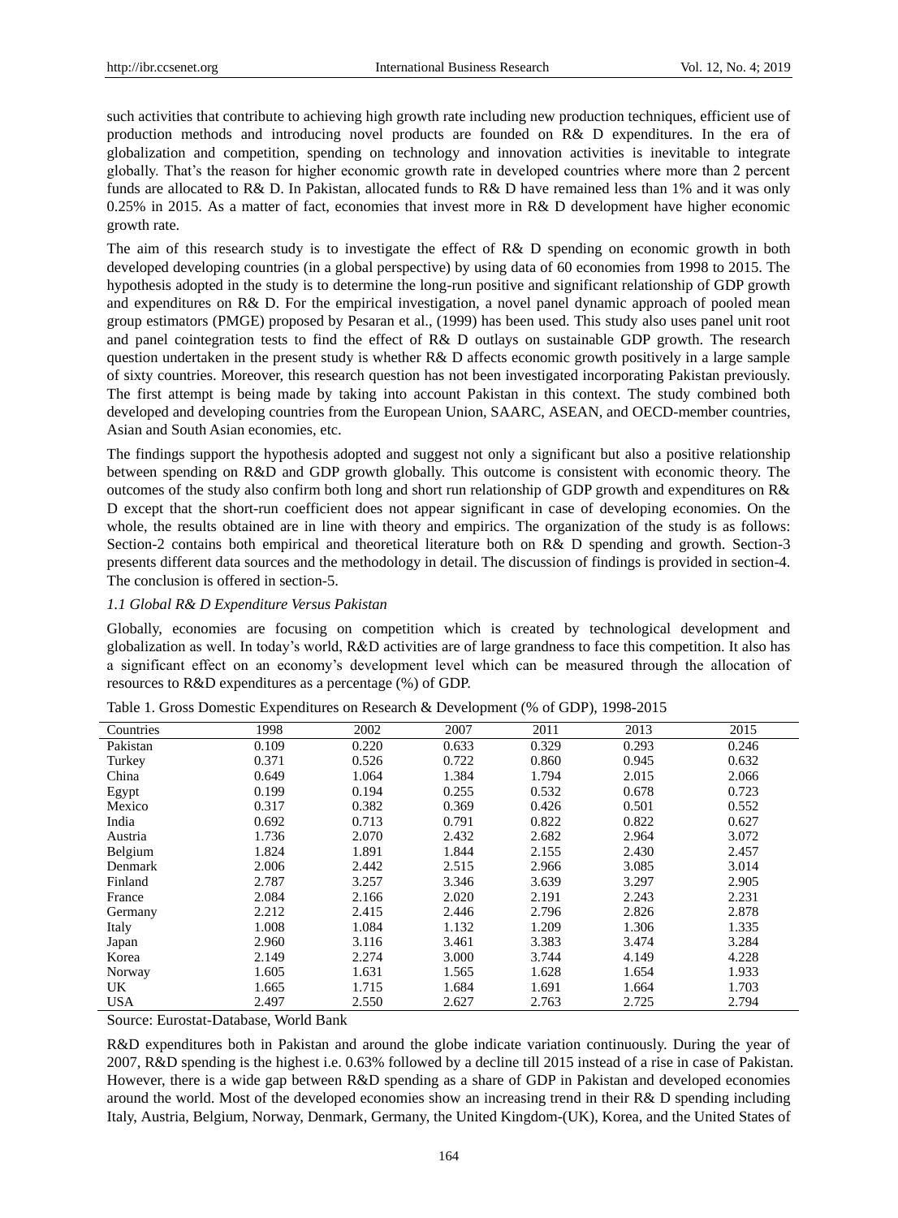such activities that contribute to achieving high growth rate including new production techniques, efficient use of production methods and introducing novel products are founded on R& D expenditures. In the era of globalization and competition, spending on technology and innovation activities is inevitable to integrate globally. That's the reason for higher economic growth rate in developed countries where more than 2 percent funds are allocated to R& D. In Pakistan, allocated funds to R& D have remained less than 1% and it was only 0.25% in 2015. As a matter of fact, economies that invest more in R& D development have higher economic growth rate.

The aim of this research study is to investigate the effect of R& D spending on economic growth in both developed developing countries (in a global perspective) by using data of 60 economies from 1998 to 2015. The hypothesis adopted in the study is to determine the long-run positive and significant relationship of GDP growth and expenditures on R& D. For the empirical investigation, a novel panel dynamic approach of pooled mean group estimators (PMGE) proposed by Pesaran et al., (1999) has been used. This study also uses panel unit root and panel cointegration tests to find the effect of R& D outlays on sustainable GDP growth. The research question undertaken in the present study is whether R& D affects economic growth positively in a large sample of sixty countries. Moreover, this research question has not been investigated incorporating Pakistan previously. The first attempt is being made by taking into account Pakistan in this context. The study combined both developed and developing countries from the European Union, SAARC, ASEAN, and OECD-member countries, Asian and South Asian economies, etc.

The findings support the hypothesis adopted and suggest not only a significant but also a positive relationship between spending on R&D and GDP growth globally. This outcome is consistent with economic theory. The outcomes of the study also confirm both long and short run relationship of GDP growth and expenditures on R& D except that the short-run coefficient does not appear significant in case of developing economies. On the whole, the results obtained are in line with theory and empirics. The organization of the study is as follows: Section-2 contains both empirical and theoretical literature both on R& D spending and growth. Section-3 presents different data sources and the methodology in detail. The discussion of findings is provided in section-4. The conclusion is offered in section-5.

### *1.1 Global R& D Expenditure Versus Pakistan*

Globally, economies are focusing on competition which is created by technological development and globalization as well. In today's world, R&D activities are of large grandness to face this competition. It also has a significant effect on an economy's development level which can be measured through the allocation of resources to R&D expenditures as a percentage (%) of GDP.

Table 1. Gross Domestic Expenditures on Research & Development (% of GDP), 1998-2015

| Countries | 1998 | 2002 | 2007 | 2011 | 2013 | 2015 |
|---|---|---|---|---|---|---|
| Pakistan | 0.109 | 0.220 | 0.633 | 0.329 | 0.293 | 0.246 |
| Turkey | 0.371 | 0.526 | 0.722 | 0.860 | 0.945 | 0.632 |
| China | 0.649 | 1.064 | 1.384 | 1.794 | 2.015 | 2.066 |
| Egypt | 0.199 | 0.194 | 0.255 | 0.532 | 0.678 | 0.723 |
| Mexico | 0.317 | 0.382 | 0.369 | 0.426 | 0.501 | 0.552 |
| India | 0.692 | 0.713 | 0.791 | 0.822 | 0.822 | 0.627 |
| Austria | 1.736 | 2.070 | 2.432 | 2.682 | 2.964 | 3.072 |
| Belgium | 1.824 | 1.891 | 1.844 | 2.155 | 2.430 | 2.457 |
| Denmark | 2.006 | 2.442 | 2.515 | 2.966 | 3.085 | 3.014 |
| Finland | 2.787 | 3.257 | 3.346 | 3.639 | 3.297 | 2.905 |
| France | 2.084 | 2.166 | 2.020 | 2.191 | 2.243 | 2.231 |
| Germany | 2.212 | 2.415 | 2.446 | 2.796 | 2.826 | 2.878 |
| Italy | 1.008 | 1.084 | 1.132 | 1.209 | 1.306 | 1.335 |
| Japan | 2.960 | 3.116 | 3.461 | 3.383 | 3.474 | 3.284 |
| Korea | 2.149 | 2.274 | 3.000 | 3.744 | 4.149 | 4.228 |
| Norway | 1.605 | 1.631 | 1.565 | 1.628 | 1.654 | 1.933 |
| UK | 1.665 | 1.715 | 1.684 | 1.691 | 1.664 | 1.703 |
| USA | 2.497 | 2.550 | 2.627 | 2.763 | 2.725 | 2.794 |

Source: Eurostat-Database, World Bank

R&D expenditures both in Pakistan and around the globe indicate variation continuously. During the year of 2007, R&D spending is the highest i.e. 0.63% followed by a decline till 2015 instead of a rise in case of Pakistan. However, there is a wide gap between R&D spending as a share of GDP in Pakistan and developed economies around the world. Most of the developed economies show an increasing trend in their R& D spending including Italy, Austria, Belgium, Norway, Denmark, Germany, the United Kingdom-(UK), Korea, and the United States of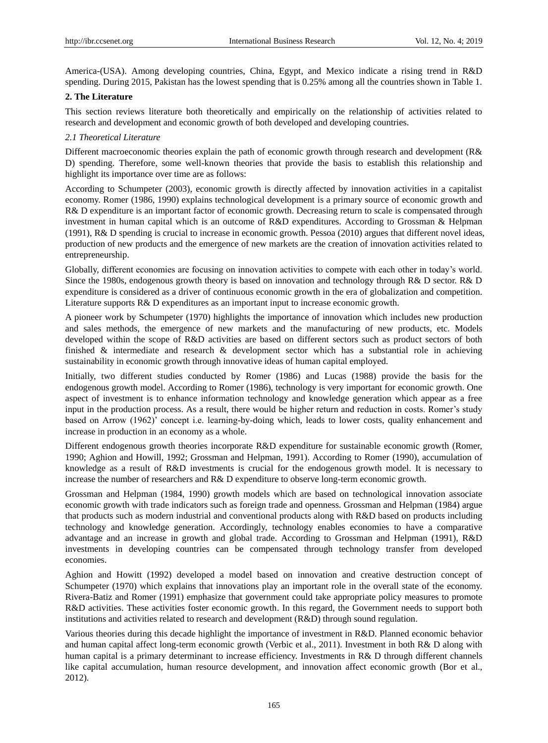America-(USA). Among developing countries, China, Egypt, and Mexico indicate a rising trend in R&D spending. During 2015, Pakistan has the lowest spending that is 0.25% among all the countries shown in Table 1.

## 2. The Literature

This section reviews literature both theoretically and empirically on the relationship of activities related to research and development and economic growth of both developed and developing countries.

### *2.1 Theoretical Literature*

Different macroeconomic theories explain the path of economic growth through research and development (R& D) spending. Therefore, some well-known theories that provide the basis to establish this relationship and highlight its importance over time are as follows:

According to Schumpeter (2003), economic growth is directly affected by innovation activities in a capitalist economy. Romer (1986, 1990) explains technological development is a primary source of economic growth and R& D expenditure is an important factor of economic growth. Decreasing return to scale is compensated through investment in human capital which is an outcome of R&D expenditures. According to Grossman & Helpman (1991), R& D spending is crucial to increase in economic growth. Pessoa (2010) argues that different novel ideas, production of new products and the emergence of new markets are the creation of innovation activities related to entrepreneurship.

Globally, different economies are focusing on innovation activities to compete with each other in today's world. Since the 1980s, endogenous growth theory is based on innovation and technology through R& D sector. R& D expenditure is considered as a driver of continuous economic growth in the era of globalization and competition. Literature supports R& D expenditures as an important input to increase economic growth.

A pioneer work by Schumpeter (1970) highlights the importance of innovation which includes new production and sales methods, the emergence of new markets and the manufacturing of new products, etc. Models developed within the scope of R&D activities are based on different sectors such as product sectors of both finished & intermediate and research & development sector which has a substantial role in achieving sustainability in economic growth through innovative ideas of human capital employed.

Initially, two different studies conducted by Romer (1986) and Lucas (1988) provide the basis for the endogenous growth model. According to Romer (1986), technology is very important for economic growth. One aspect of investment is to enhance information technology and knowledge generation which appear as a free input in the production process. As a result, there would be higher return and reduction in costs. Romer's study based on Arrow (1962)' concept i.e. learning-by-doing which, leads to lower costs, quality enhancement and increase in production in an economy as a whole.

Different endogenous growth theories incorporate R&D expenditure for sustainable economic growth (Romer, 1990; Aghion and Howill, 1992; Grossman and Helpman, 1991). According to Romer (1990), accumulation of knowledge as a result of R&D investments is crucial for the endogenous growth model. It is necessary to increase the number of researchers and R& D expenditure to observe long-term economic growth.

Grossman and Helpman (1984, 1990) growth models which are based on technological innovation associate economic growth with trade indicators such as foreign trade and openness. Grossman and Helpman (1984) argue that products such as modern industrial and conventional products along with R&D based on products including technology and knowledge generation. Accordingly, technology enables economies to have a comparative advantage and an increase in growth and global trade. According to Grossman and Helpman (1991), R&D investments in developing countries can be compensated through technology transfer from developed economies.

Aghion and Howitt (1992) developed a model based on innovation and creative destruction concept of Schumpeter (1970) which explains that innovations play an important role in the overall state of the economy. Rivera-Batiz and Romer (1991) emphasize that government could take appropriate policy measures to promote R&D activities. These activities foster economic growth. In this regard, the Government needs to support both institutions and activities related to research and development (R&D) through sound regulation.

Various theories during this decade highlight the importance of investment in R&D. Planned economic behavior and human capital affect long-term economic growth (Verbic et al., 2011). Investment in both R& D along with human capital is a primary determinant to increase efficiency. Investments in R& D through different channels like capital accumulation, human resource development, and innovation affect economic growth (Bor et al., 2012).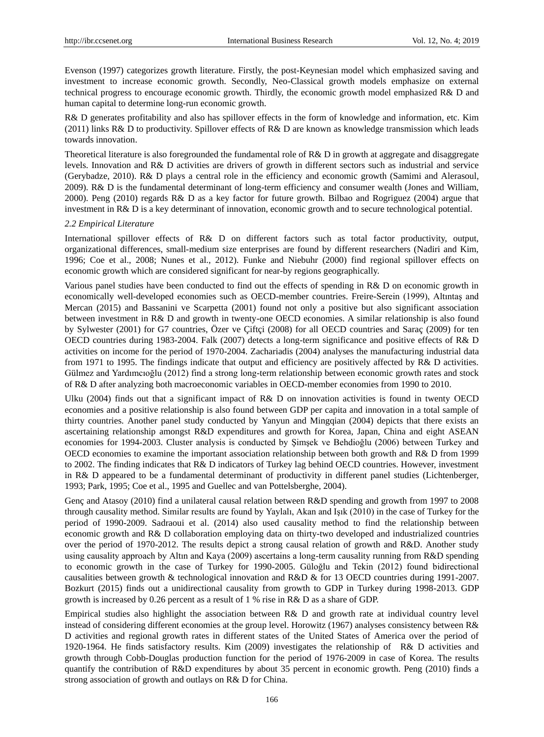Evenson (1997) categorizes growth literature. Firstly, the post-Keynesian model which emphasized saving and investment to increase economic growth. Secondly, Neo-Classical growth models emphasize on external technical progress to encourage economic growth. Thirdly, the economic growth model emphasized R& D and human capital to determine long-run economic growth.

R& D generates profitability and also has spillover effects in the form of knowledge and information, etc. Kim (2011) links R& D to productivity. Spillover effects of R& D are known as knowledge transmission which leads towards innovation.

Theoretical literature is also foregrounded the fundamental role of R& D in growth at aggregate and disaggregate levels. Innovation and R& D activities are drivers of growth in different sectors such as industrial and service (Gerybadze, 2010). R& D plays a central role in the efficiency and economic growth (Samimi and Alerasoul, 2009). R& D is the fundamental determinant of long-term efficiency and consumer wealth (Jones and William, 2000). Peng (2010) regards R& D as a key factor for future growth. Bilbao and Rogriguez (2004) argue that investment in R& D is a key determinant of innovation, economic growth and to secure technological potential.

*2.2 Empirical Literature*

International spillover effects of R& D on different factors such as total factor productivity, output, organizational differences, small-medium size enterprises are found by different researchers (Nadiri and Kim, 1996; Coe et al., 2008; Nunes et al., 2012). Funke and Niebuhr (2000) find regional spillover effects on economic growth which are considered significant for near-by regions geographically.

Various panel studies have been conducted to find out the effects of spending in R& D on economic growth in economically well-developed economies such as OECD-member countries. Freire-Serein (1999), Altıntaş and Mercan (2015) and Bassanini ve Scarpetta (2001) found not only a positive but also significant association between investment in R& D and growth in twenty-one OECD economies. A similar relationship is also found by Sylwester (2001) for G7 countries, Özer ve Çiftçi (2008) for all OECD countries and Saraç (2009) for ten OECD countries during 1983-2004. Falk (2007) detects a long-term significance and positive effects of R& D activities on income for the period of 1970-2004. Zachariadis (2004) analyses the manufacturing industrial data from 1971 to 1995. The findings indicate that output and efficiency are positively affected by R& D activities. Gülmez and Yardımcıoğlu (2012) find a strong long-term relationship between economic growth rates and stock of R& D after analyzing both macroeconomic variables in OECD-member economies from 1990 to 2010.

Ulku (2004) finds out that a significant impact of R& D on innovation activities is found in twenty OECD economies and a positive relationship is also found between GDP per capita and innovation in a total sample of thirty countries. Another panel study conducted by Yanyun and Mingqian (2004) depicts that there exists an ascertaining relationship amongst R&D expenditures and growth for Korea, Japan, China and eight ASEAN economies for 1994-2003. Cluster analysis is conducted by Şimşek ve Behdioğlu (2006) between Turkey and OECD economies to examine the important association relationship between both growth and R& D from 1999 to 2002. The finding indicates that R& D indicators of Turkey lag behind OECD countries. However, investment in R& D appeared to be a fundamental determinant of productivity in different panel studies (Lichtenberger, 1993; Park, 1995; Coe et al., 1995 and Guellec and van Pottelsberghe, 2004).

Genç and Atasoy (2010) find a unilateral causal relation between R&D spending and growth from 1997 to 2008 through causality method. Similar results are found by Yaylalı, Akan and Işık (2010) in the case of Turkey for the period of 1990-2009. Sadraoui et al. (2014) also used causality method to find the relationship between economic growth and R& D collaboration employing data on thirty-two developed and industrialized countries over the period of 1970-2012. The results depict a strong causal relation of growth and R&D. Another study using causality approach by Altın and Kaya (2009) ascertains a long-term causality running from R&D spending to economic growth in the case of Turkey for 1990-2005. Güloğlu and Tekin (2012) found bidirectional causalities between growth & technological innovation and R&D & for 13 OECD countries during 1991-2007. Bozkurt (2015) finds out a unidirectional causality from growth to GDP in Turkey during 1998-2013. GDP growth is increased by 0.26 percent as a result of 1 % rise in R& D as a share of GDP.

Empirical studies also highlight the association between R& D and growth rate at individual country level instead of considering different economies at the group level. Horowitz (1967) analyses consistency between R& D activities and regional growth rates in different states of the United States of America over the period of 1920-1964. He finds satisfactory results. Kim (2009) investigates the relationship of R& D activities and growth through Cobb-Douglas production function for the period of 1976-2009 in case of Korea. The results quantify the contribution of R&D expenditures by about 35 percent in economic growth. Peng (2010) finds a strong association of growth and outlays on R& D for China.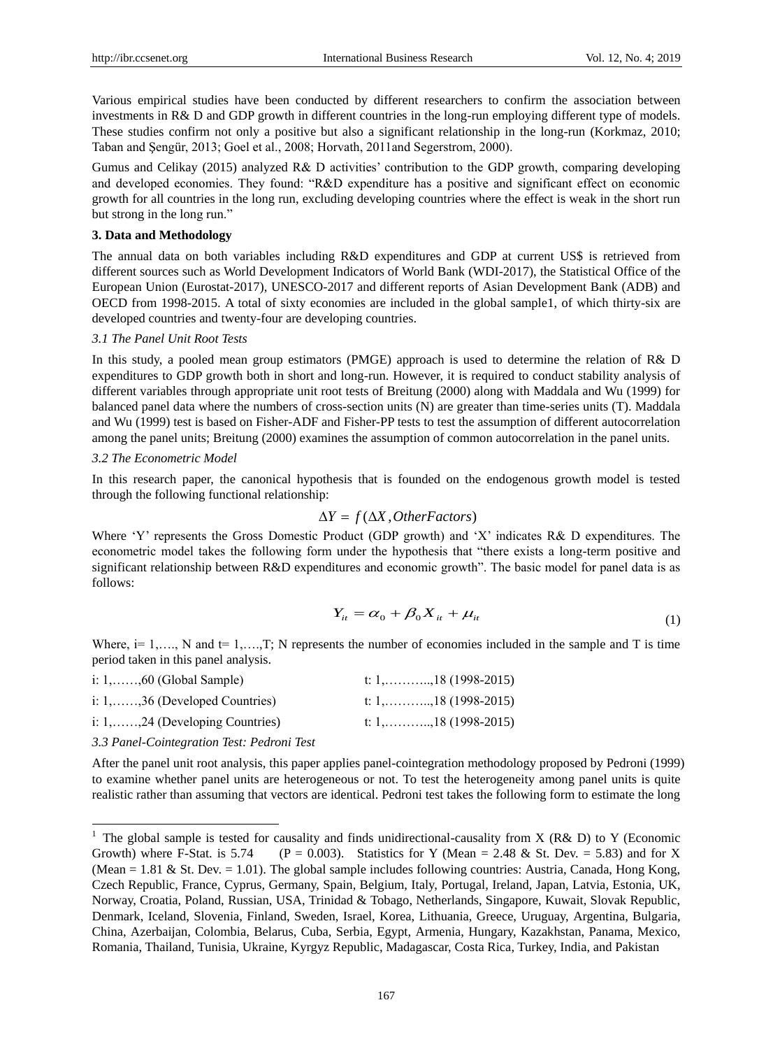Various empirical studies have been conducted by different researchers to confirm the association between investments in R& D and GDP growth in different countries in the long-run employing different type of models. These studies confirm not only a positive but also a significant relationship in the long-run (Korkmaz, 2010; Taban and Şengür, 2013; Goel et al., 2008; Horvath, 2011and Segerstrom, 2000).

Gumus and Celikay (2015) analyzed R& D activities' contribution to the GDP growth, comparing developing and developed economies. They found: "R&D expenditure has a positive and significant effect on economic growth for all countries in the long run, excluding developing countries where the effect is weak in the short run but strong in the long run."

### 3. Data and Methodology

The annual data on both variables including R&D expenditures and GDP at current US$ is retrieved from different sources such as World Development Indicators of World Bank (WDI-2017), the Statistical Office of the European Union (Eurostat-2017), UNESCO-2017 and different reports of Asian Development Bank (ADB) and OECD from 1998-2015. A total of sixty economies are included in the global sample[1], of which thirty-six are developed countries and twenty-four are developing countries.

#### *3.1 The Panel Unit Root Tests*

In this study, a pooled mean group estimators (PMGE) approach is used to determine the relation of R& D expenditures to GDP growth both in short and long-run. However, it is required to conduct stability analysis of different variables through appropriate unit root tests of Breitung (2000) along with Maddala and Wu (1999) for balanced panel data where the numbers of cross-section units (N) are greater than time-series units (T). Maddala and Wu (1999) test is based on Fisher-ADF and Fisher-PP tests to test the assumption of different autocorrelation among the panel units; Breitung (2000) examines the assumption of common autocorrelation in the panel units.

#### *3.2 The Econometric Model*

In this research paper, the canonical hypothesis that is founded on the endogenous growth model is tested through the following functional relationship:

$$\Delta Y = f(\Delta X, OtherFactors)$$

Where 'Y' represents the Gross Domestic Product (GDP growth) and 'X' indicates R& D expenditures. The econometric model takes the following form under the hypothesis that "there exists a long-term positive and significant relationship between R&D expenditures and economic growth". The basic model for panel data is as follows:

$$Y_{it} = \alpha_0 + \beta_0 X_{it} + \mu_{it} \tag{1}$$

Where, i= 1,…., N and t= 1,….,T; N represents the number of economies included in the sample and T is time period taken in this panel analysis.

| | |
|---|---|
| i: 1,……,60 (Global Sample) | t: 1,………..,18 (1998-2015) |
| i: 1,……,36 (Developed Countries) | t: 1,………..,18 (1998-2015) |
| i: 1,……,24 (Developing Countries) | t: 1,………..,18 (1998-2015) |

#### *3.3 Panel-Cointegration Test: Pedroni Test*

After the panel unit root analysis, this paper applies panel-cointegration methodology proposed by Pedroni (1999) to examine whether panel units are heterogeneous or not. To test the heterogeneity among panel units is quite realistic rather than assuming that vectors are identical. Pedroni test takes the following form to estimate the long

---

[1] The global sample is tested for causality and finds unidirectional-causality from X (R& D) to Y (Economic Growth) where F-Stat. is 5.74 (P = 0.003). Statistics for Y (Mean = 2.48 & St. Dev. = 5.83) and for X (Mean = 1.81 & St. Dev. = 1.01). The global sample includes following countries: Austria, Canada, Hong Kong, Czech Republic, France, Cyprus, Germany, Spain, Belgium, Italy, Portugal, Ireland, Japan, Latvia, Estonia, UK, Norway, Croatia, Poland, Russian, USA, Trinidad & Tobago, Netherlands, Singapore, Kuwait, Slovak Republic, Denmark, Iceland, Slovenia, Finland, Sweden, Israel, Korea, Lithuania, Greece, Uruguay, Argentina, Bulgaria, China, Azerbaijan, Colombia, Belarus, Cuba, Serbia, Egypt, Armenia, Hungary, Kazakhstan, Panama, Mexico, Romania, Thailand, Tunisia, Ukraine, Kyrgyz Republic, Madagascar, Costa Rica, Turkey, India, and Pakistan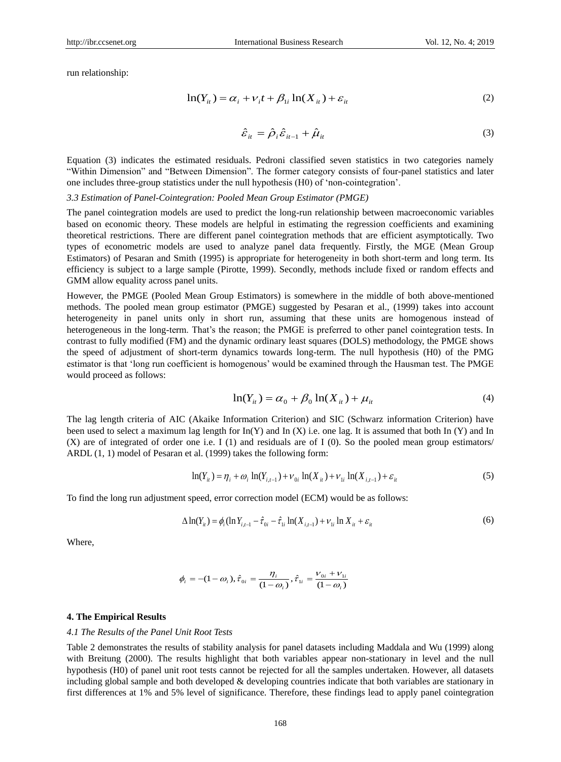run relationship:

$$\ln(Y_{it}) = \alpha_i + \nu_i t + \beta_{1i} \ln(X_{it}) + \varepsilon_{it} \tag{2}$$

$$\hat{\varepsilon}_{it} = \hat{\rho}_i \hat{\varepsilon}_{it-1} + \hat{\mu}_{it} \tag{3}$$

Equation (3) indicates the estimated residuals. Pedroni classified seven statistics in two categories namely "Within Dimension" and "Between Dimension". The former category consists of four-panel statistics and later one includes three-group statistics under the null hypothesis (H0) of 'non-cointegration'.

*3.3 Estimation of Panel-Cointegration: Pooled Mean Group Estimator (PMGE)*

The panel cointegration models are used to predict the long-run relationship between macroeconomic variables based on economic theory. These models are helpful in estimating the regression coefficients and examining theoretical restrictions. There are different panel cointegration methods that are efficient asymptotically. Two types of econometric models are used to analyze panel data frequently. Firstly, the MGE (Mean Group Estimators) of Pesaran and Smith (1995) is appropriate for heterogeneity in both short-term and long term. Its efficiency is subject to a large sample (Pirotte, 1999). Secondly, methods include fixed or random effects and GMM allow equality across panel units.

However, the PMGE (Pooled Mean Group Estimators) is somewhere in the middle of both above-mentioned methods. The pooled mean group estimator (PMGE) suggested by Pesaran et al., (1999) takes into account heterogeneity in panel units only in short run, assuming that these units are homogenous instead of heterogeneous in the long-term. That's the reason; the PMGE is preferred to other panel cointegration tests. In contrast to fully modified (FM) and the dynamic ordinary least squares (DOLS) methodology, the PMGE shows the speed of adjustment of short-term dynamics towards long-term. The null hypothesis (H0) of the PMG estimator is that 'long run coefficient is homogenous' would be examined through the Hausman test. The PMGE would proceed as follows:

$$\ln(Y_{it}) = \alpha_0 + \beta_0 \ln(X_{it}) + \mu_{it} \tag{4}$$

The lag length criteria of AIC (Akaike Information Criterion) and SIC (Schwarz information Criterion) have been used to select a maximum lag length for In(Y) and In (X) i.e. one lag. It is assumed that both In (Y) and In (X) are of integrated of order one i.e. I (1) and residuals are of I (0). So the pooled mean group estimators/ ARDL (1, 1) model of Pesaran et al. (1999) takes the following form:

$$\ln(Y_{it}) = \eta_i + \omega_i \ln(Y_{i,t-1}) + \nu_{0i} \ln(X_{it}) + \nu_{1i} \ln(X_{i,t-1}) + \varepsilon_{it} \tag{5}$$

To find the long run adjustment speed, error correction model (ECM) would be as follows:

$$\Delta \ln(Y_{it}) = \phi_i (\ln Y_{i,t-1} - \hat{\tau}_{0i} - \hat{\tau}_{1i} \ln(X_{i,t-1}) + \nu_{1i} \ln X_{it} + \varepsilon_{it} \tag{6}$$

Where,

$$\phi_i = -(1-\omega_i), \hat{\tau}_{0i} = \frac{\eta_i}{(1-\omega_i)}, \hat{\tau}_{1i} = \frac{\nu_{0i} + \nu_{1i}}{(1-\omega_i)}$$

## 4. The Empirical Results

*4.1 The Results of the Panel Unit Root Tests*

Table 2 demonstrates the results of stability analysis for panel datasets including Maddala and Wu (1999) along with Breitung (2000). The results highlight that both variables appear non-stationary in level and the null hypothesis (H0) of panel unit root tests cannot be rejected for all the samples undertaken. However, all datasets including global sample and both developed & developing countries indicate that both variables are stationary in first differences at 1% and 5% level of significance. Therefore, these findings lead to apply panel cointegration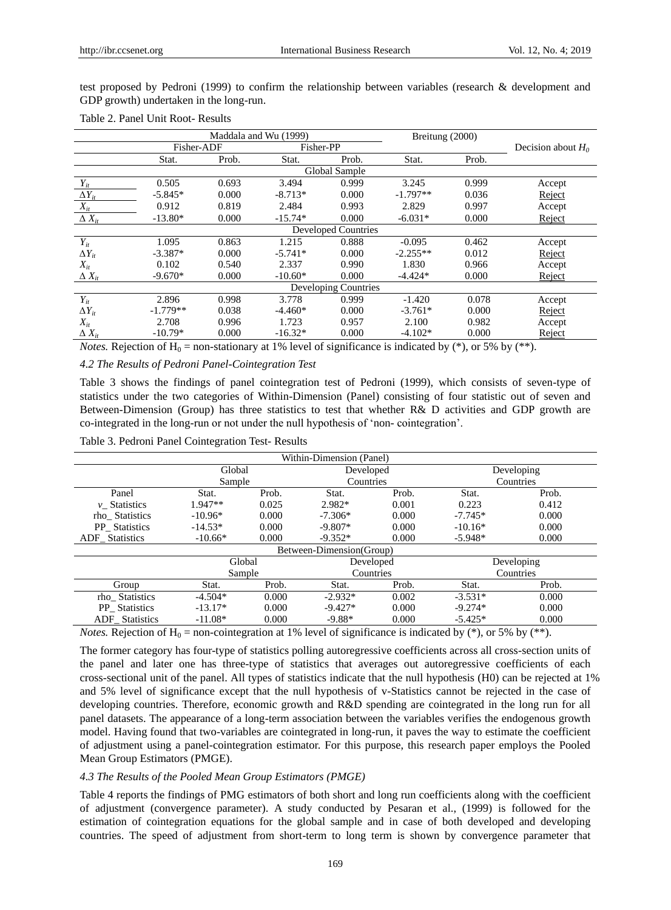test proposed by Pedroni (1999) to confirm the relationship between variables (research & development and GDP growth) undertaken in the long-run.

Table 2. Panel Unit Root- Results

| | Maddala and Wu (1999) | | | | Breitung (2000) | | Decision about $H_0$ |
|---|---|---|---|---|---|---|---|
| | Fisher-ADF | | Fisher-PP | | | | |
| | Stat. | Prob. | Stat. | Prob. | Stat. | Prob. | |
| | | | | Global Sample | | | |
| $Y_{it}$ | 0.505 | 0.693 | 3.494 | 0.999 | 3.245 | 0.999 | Accept |
| $\Delta Y_{it}$ | -5.845* | 0.000 | -8.713* | 0.000 | -1.797** | 0.036 | Reject |
| $X_{it}$ | 0.912 | 0.819 | 2.484 | 0.993 | 2.829 | 0.997 | Accept |
| $\Delta X_{it}$ | -13.80* | 0.000 | -15.74* | 0.000 | -6.031* | 0.000 | Reject |
| | | | | Developed Countries | | | |
| $Y_{it}$ | 1.095 | 0.863 | 1.215 | 0.888 | -0.095 | 0.462 | Accept |
| $\Delta Y_{it}$ | -3.387* | 0.000 | -5.741* | 0.000 | -2.255** | 0.012 | Reject |
| $X_{it}$ | 0.102 | 0.540 | 2.337 | 0.990 | 1.830 | 0.966 | Accept |
| $\Delta X_{it}$ | -9.670* | 0.000 | -10.60* | 0.000 | -4.424* | 0.000 | Reject |
| | | | | Developing Countries | | | |
| $Y_{it}$ | 2.896 | 0.998 | 3.778 | 0.999 | -1.420 | 0.078 | Accept |
| $\Delta Y_{it}$ | -1.779** | 0.038 | -4.460* | 0.000 | -3.761* | 0.000 | Reject |
| $X_{it}$ | 2.708 | 0.996 | 1.723 | 0.957 | 2.100 | 0.982 | Accept |
| $\Delta X_{it}$ | -10.79* | 0.000 | -16.32* | 0.000 | -4.102* | 0.000 | Reject |

*Notes.* Rejection of $H_0$ = non-stationary at 1% level of significance is indicated by (*), or 5% by (**).

#### 4.2 The Results of Pedroni Panel-Cointegration Test

Table 3 shows the findings of panel cointegration test of Pedroni (1999), which consists of seven-type of statistics under the two categories of Within-Dimension (Panel) consisting of four statistic out of seven and Between-Dimension (Group) has three statistics to test that whether R& D activities and GDP growth are co-integrated in the long-run or not under the null hypothesis of 'non- cointegration'.

Table 3. Pedroni Panel Cointegration Test- Results

| | | | Within-Dimension (Panel) | | | |
|---|---|---|---|---|---|---|
| | Global Sample | | Developed Countries | | Developing Countries | |
| Panel | Stat. | Prob. | Stat. | Prob. | Stat. | Prob. |
| *v*_ Statistics | 1.947** | 0.025 | 2.982* | 0.001 | 0.223 | 0.412 |
| rho_ Statistics | -10.96* | 0.000 | -7.306* | 0.000 | -7.745* | 0.000 |
| PP_ Statistics | -14.53* | 0.000 | -9.807* | 0.000 | -10.16* | 0.000 |
| ADF_ Statistics | -10.66* | 0.000 | -9.352* | 0.000 | -5.948* | 0.000 |
| | | | Between-Dimension(Group) | | | |
| | Global Sample | | Developed Countries | | Developing Countries | |
| Group | Stat. | Prob. | Stat. | Prob. | Stat. | Prob. |
| rho_ Statistics | -4.504* | 0.000 | -2.932* | 0.002 | -3.531* | 0.000 |
| PP_ Statistics | -13.17* | 0.000 | -9.427* | 0.000 | -9.274* | 0.000 |
| ADF_ Statistics | -11.08* | 0.000 | -9.88* | 0.000 | -5.425* | 0.000 |

*Notes.* Rejection of $H_0$ = non-cointegration at 1% level of significance is indicated by (*), or 5% by (**).

The former category has four-type of statistics polling autoregressive coefficients across all cross-section units of the panel and later one has three-type of statistics that averages out autoregressive coefficients of each cross-sectional unit of the panel. All types of statistics indicate that the null hypothesis (H0) can be rejected at 1% and 5% level of significance except that the null hypothesis of v-Statistics cannot be rejected in the case of developing countries. Therefore, economic growth and R&D spending are cointegrated in the long run for all panel datasets. The appearance of a long-term association between the variables verifies the endogenous growth model. Having found that two-variables are cointegrated in long-run, it paves the way to estimate the coefficient of adjustment using a panel-cointegration estimator. For this purpose, this research paper employs the Pooled Mean Group Estimators (PMGE).

#### 4.3 The Results of the Pooled Mean Group Estimators (PMGE)

Table 4 reports the findings of PMG estimators of both short and long run coefficients along with the coefficient of adjustment (convergence parameter). A study conducted by Pesaran et al., (1999) is followed for the estimation of cointegration equations for the global sample and in case of both developed and developing countries. The speed of adjustment from short-term to long term is shown by convergence parameter that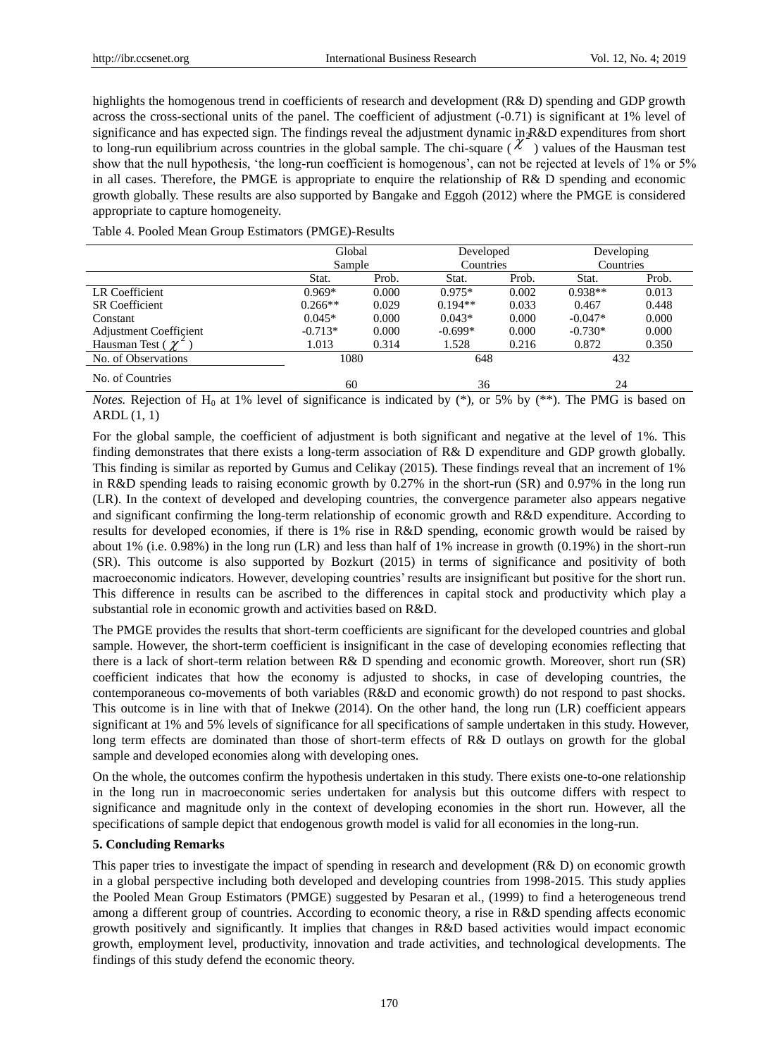highlights the homogenous trend in coefficients of research and development (R& D) spending and GDP growth across the cross-sectional units of the panel. The coefficient of adjustment (-0.71) is significant at 1% level of significance and has expected sign. The findings reveal the adjustment dynamic in R&D expenditures from short to long-run equilibrium across countries in the global sample. The chi-square ($\chi^2$) values of the Hausman test show that the null hypothesis, 'the long-run coefficient is homogenous', can not be rejected at levels of 1% or 5% in all cases. Therefore, the PMGE is appropriate to enquire the relationship of R& D spending and economic growth globally. These results are also supported by Bangake and Eggoh (2012) where the PMGE is considered appropriate to capture homogeneity.

Table 4. Pooled Mean Group Estimators (PMGE)-Results

| | Global Sample | | Developed Countries | | Developing Countries | |
|---|---|---|---|---|---|---|
| | Stat. | Prob. | Stat. | Prob. | Stat. | Prob. |
| LR Coefficient | 0.969* | 0.000 | 0.975* | 0.002 | 0.938** | 0.013 |
| SR Coefficient | 0.266** | 0.029 | 0.194** | 0.033 | 0.467 | 0.448 |
| Constant | 0.045* | 0.000 | 0.043* | 0.000 | -0.047* | 0.000 |
| Adjustment Coefficient | -0.713* | 0.000 | -0.699* | 0.000 | -0.730* | 0.000 |
| Hausman Test ($\chi^2$) | 1.013 | 0.314 | 1.528 | 0.216 | 0.872 | 0.350 |
| No. of Observations | 1080 | | 648 | | 432 | |
| No. of Countries | 60 | | 36 | | 24 | |

*Notes.* Rejection of $H_0$ at 1% level of significance is indicated by (*), or 5% by (**). The PMG is based on ARDL (1, 1)

For the global sample, the coefficient of adjustment is both significant and negative at the level of 1%. This finding demonstrates that there exists a long-term association of R& D expenditure and GDP growth globally. This finding is similar as reported by Gumus and Celikay (2015). These findings reveal that an increment of 1% in R&D spending leads to raising economic growth by 0.27% in the short-run (SR) and 0.97% in the long run (LR). In the context of developed and developing countries, the convergence parameter also appears negative and significant confirming the long-term relationship of economic growth and R&D expenditure. According to results for developed economies, if there is 1% rise in R&D spending, economic growth would be raised by about 1% (i.e. 0.98%) in the long run (LR) and less than half of 1% increase in growth (0.19%) in the short-run (SR). This outcome is also supported by Bozkurt (2015) in terms of significance and positivity of both macroeconomic indicators. However, developing countries' results are insignificant but positive for the short run. This difference in results can be ascribed to the differences in capital stock and productivity which play a substantial role in economic growth and activities based on R&D.

The PMGE provides the results that short-term coefficients are significant for the developed countries and global sample. However, the short-term coefficient is insignificant in the case of developing economies reflecting that there is a lack of short-term relation between R& D spending and economic growth. Moreover, short run (SR) coefficient indicates that how the economy is adjusted to shocks, in case of developing countries, the contemporaneous co-movements of both variables (R&D and economic growth) do not respond to past shocks. This outcome is in line with that of Inekwe (2014). On the other hand, the long run (LR) coefficient appears significant at 1% and 5% levels of significance for all specifications of sample undertaken in this study. However, long term effects are dominated than those of short-term effects of R& D outlays on growth for the global sample and developed economies along with developing ones.

On the whole, the outcomes confirm the hypothesis undertaken in this study. There exists one-to-one relationship in the long run in macroeconomic series undertaken for analysis but this outcome differs with respect to significance and magnitude only in the context of developing economies in the short run. However, all the specifications of sample depict that endogenous growth model is valid for all economies in the long-run.

**5. Concluding Remarks**

This paper tries to investigate the impact of spending in research and development (R& D) on economic growth in a global perspective including both developed and developing countries from 1998-2015. This study applies the Pooled Mean Group Estimators (PMGE) suggested by Pesaran et al., (1999) to find a heterogeneous trend among a different group of countries. According to economic theory, a rise in R&D spending affects economic growth positively and significantly. It implies that changes in R&D based activities would impact economic growth, employment level, productivity, innovation and trade activities, and technological developments. The findings of this study defend the economic theory.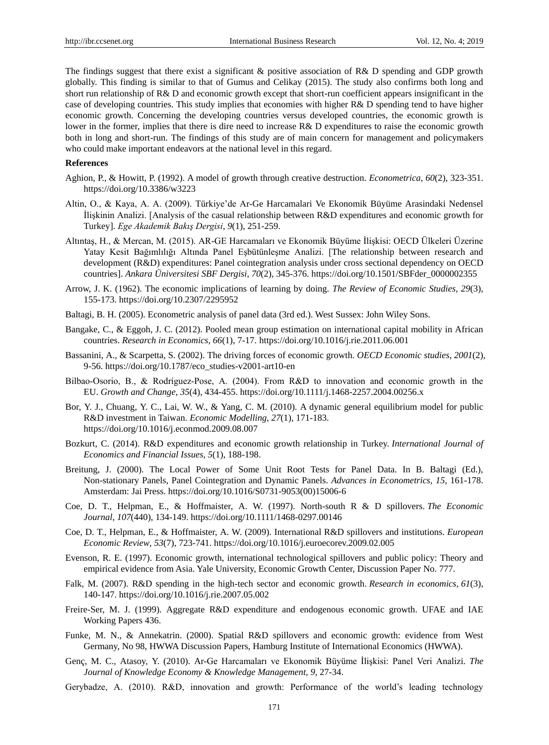The findings suggest that there exist a significant & positive association of R& D spending and GDP growth globally. This finding is similar to that of Gumus and Celikay (2015). The study also confirms both long and short run relationship of R& D and economic growth except that short-run coefficient appears insignificant in the case of developing countries. This study implies that economies with higher R& D spending tend to have higher economic growth. Concerning the developing countries versus developed countries, the economic growth is lower in the former, implies that there is dire need to increase R& D expenditures to raise the economic growth both in long and short-run. The findings of this study are of main concern for management and policymakers who could make important endeavors at the national level in this regard.

**References**

Aghion, P., & Howitt, P. (1992). A model of growth through creative destruction. *Econometrica*, *60*(2), 323-351. https://doi.org/10.3386/w3223

Altin, O., & Kaya, A. A. (2009). Türkiye'de Ar-Ge Harcamalari Ve Ekonomik Büyüme Arasindaki Nedensel İlişkinin Analizi. [Analysis of the casual relationship between R&D expenditures and economic growth for Turkey]. *Ege Akademik Bakış Dergisi*, *9*(1), 251-259.

Altıntaş, H., & Mercan, M. (2015). AR-GE Harcamaları ve Ekonomik Büyüme İlişkisi: OECD Ülkeleri Üzerine Yatay Kesit Bağımlılığı Altında Panel Eşbütünleşme Analizi. [The relationship between research and development (R&D) expenditures: Panel cointegration analysis under cross sectional dependency on OECD countries]. *Ankara Üniversitesi SBF Dergisi*, *70*(2), 345-376. https://doi.org/10.1501/SBFder_0000002355

Arrow, J. K. (1962). The economic implications of learning by doing. *The Review of Economic Studies, 29*(3), 155-173. https://doi.org/10.2307/2295952

Baltagi, B. H. (2005). Econometric analysis of panel data (3rd ed.). West Sussex: John Wiley Sons.

Bangake, C., & Eggoh, J. C. (2012). Pooled mean group estimation on international capital mobility in African countries. *Research in Economics, 66*(1), 7-17. https://doi.org/10.1016/j.rie.2011.06.001

Bassanini, A., & Scarpetta, S. (2002). The driving forces of economic growth. *OECD Economic studies*, *2001*(2), 9-56. https://doi.org/10.1787/eco_studies-v2001-art10-en

Bilbao-Osorio, B., & Rodríguez-Pose, A. (2004). From R&D to innovation and economic growth in the EU. *Growth and Change*, *35*(4), 434-455. https://doi.org/10.1111/j.1468-2257.2004.00256.x

Bor, Y. J., Chuang, Y. C., Lai, W. W., & Yang, C. M. (2010). A dynamic general equilibrium model for public R&D investment in Taiwan. *Economic Modelling*, *27*(1), 171-183. https://doi.org/10.1016/j.econmod.2009.08.007

Bozkurt, C. (2014). R&D expenditures and economic growth relationship in Turkey. *International Journal of Economics and Financial Issues*, *5*(1), 188-198.

Breitung, J. (2000). The Local Power of Some Unit Root Tests for Panel Data. In B. Baltagi (Ed.), Non-stationary Panels, Panel Cointegration and Dynamic Panels. *Advances in Econometrics, 15*, 161-178. Amsterdam: Jai Press. https://doi.org/10.1016/S0731-9053(00)15006-6

Coe, D. T., Helpman, E., & Hoffmaister, A. W. (1997). North-south R & D spillovers. *The Economic Journal*, *107*(440), 134-149. https://doi.org/10.1111/1468-0297.00146

Coe, D. T., Helpman, E., & Hoffmaister, A. W. (2009). International R&D spillovers and institutions. *European Economic Review*, *53*(7), 723-741. https://doi.org/10.1016/j.euroecorev.2009.02.005

Evenson, R. E. (1997). Economic growth, international technological spillovers and public policy: Theory and empirical evidence from Asia. Yale University, Economic Growth Center, Discussion Paper No. 777.

Falk, M. (2007). R&D spending in the high-tech sector and economic growth. *Research in economics*, *61*(3), 140-147. https://doi.org/10.1016/j.rie.2007.05.002

Freire-Ser, M. J. (1999). Aggregate R&D expenditure and endogenous economic growth. UFAE and IAE Working Papers 436.

Funke, M. N., & Annekatrin. (2000). Spatial R&D spillovers and economic growth: evidence from West Germany, No 98, HWWA Discussion Papers, Hamburg Institute of International Economics (HWWA).

Genç, M. C., Atasoy, Y. (2010). Ar-Ge Harcamaları ve Ekonomik Büyüme İlişkisi: Panel Veri Analizi. *The Journal of Knowledge Economy & Knowledge Management, 9*, 27-34.

Gerybadze, A. (2010). R&D, innovation and growth: Performance of the world's leading technology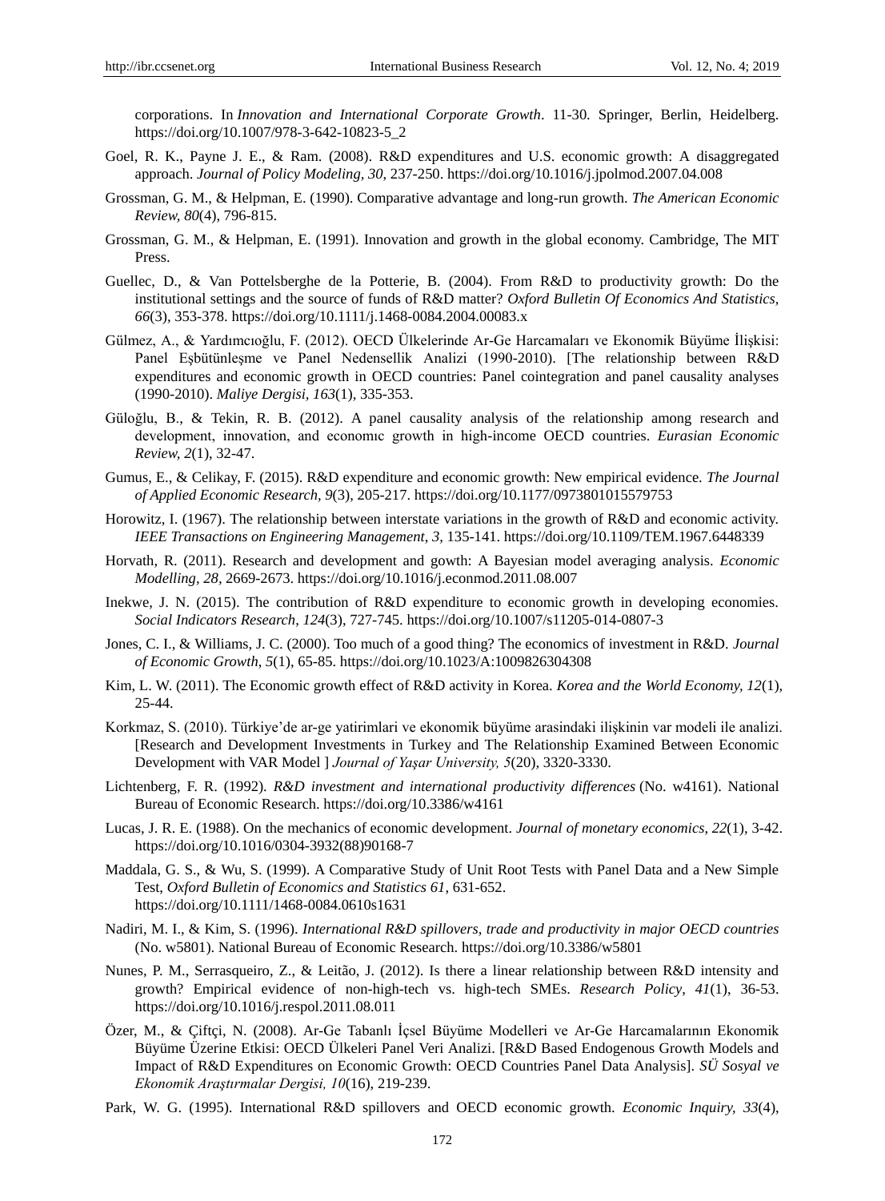corporations. In *Innovation and International Corporate Growth*. 11-30. Springer, Berlin, Heidelberg. https://doi.org/10.1007/978-3-642-10823-5_2

Goel, R. K., Payne J. E., & Ram. (2008). R&D expenditures and U.S. economic growth: A disaggregated approach. *Journal of Policy Modeling, 30*, 237-250. https://doi.org/10.1016/j.jpolmod.2007.04.008

Grossman, G. M., & Helpman, E. (1990). Comparative advantage and long-run growth. *The American Economic Review, 80*(4), 796-815.

Grossman, G. M., & Helpman, E. (1991). Innovation and growth in the global economy. Cambridge, The MIT Press.

Guellec, D., & Van Pottelsberghe de la Potterie, B. (2004). From R&D to productivity growth: Do the institutional settings and the source of funds of R&D matter? *Oxford Bulletin Of Economics And Statistics, 66*(3), 353-378. https://doi.org/10.1111/j.1468-0084.2004.00083.x

Gülmez, A., & Yardımcıoğlu, F. (2012). OECD Ülkelerinde Ar-Ge Harcamaları ve Ekonomik Büyüme İlişkisi: Panel Eşbütünleşme ve Panel Nedensellik Analizi (1990-2010). [The relationship between R&D expenditures and economic growth in OECD countries: Panel cointegration and panel causality analyses (1990-2010). *Maliye Dergisi, 163*(1), 335-353.

Güloğlu, B., & Tekin, R. B. (2012). A panel causality analysis of the relationship among research and development, innovation, and economıc growth in high-income OECD countries. *Eurasian Economic Review, 2*(1), 32-47.

Gumus, E., & Celikay, F. (2015). R&D expenditure and economic growth: New empirical evidence. *The Journal of Applied Economic Research, 9*(3), 205-217. https://doi.org/10.1177/0973801015579753

Horowitz, I. (1967). The relationship between interstate variations in the growth of R&D and economic activity. *IEEE Transactions on Engineering Management, 3*, 135-141. https://doi.org/10.1109/TEM.1967.6448339

Horvath, R. (2011). Research and development and gowth: A Bayesian model averaging analysis. *Economic Modelling, 28*, 2669-2673. https://doi.org/10.1016/j.econmod.2011.08.007

Inekwe, J. N. (2015). The contribution of R&D expenditure to economic growth in developing economies. *Social Indicators Research, 124*(3), 727-745. https://doi.org/10.1007/s11205-014-0807-3

Jones, C. I., & Williams, J. C. (2000). Too much of a good thing? The economics of investment in R&D. *Journal of Economic Growth, 5*(1), 65-85. https://doi.org/10.1023/A:1009826304308

Kim, L. W. (2011). The Economic growth effect of R&D activity in Korea. *Korea and the World Economy, 12*(1), 25-44.

Korkmaz, S. (2010). Türkiye'de ar-ge yatirimlari ve ekonomik büyüme arasindaki ilişkinin var modeli ile analizi. [Research and Development Investments in Turkey and The Relationship Examined Between Economic Development with VAR Model ] *Journal of Yaşar University, 5*(20), 3320-3330.

Lichtenberg, F. R. (1992). *R&D investment and international productivity differences* (No. w4161). National Bureau of Economic Research. https://doi.org/10.3386/w4161

Lucas, J. R. E. (1988). On the mechanics of economic development. *Journal of monetary economics, 22*(1), 3-42. https://doi.org/10.1016/0304-3932(88)90168-7

Maddala, G. S., & Wu, S. (1999). A Comparative Study of Unit Root Tests with Panel Data and a New Simple Test, *Oxford Bulletin of Economics and Statistics 61*, 631-652. https://doi.org/10.1111/1468-0084.0610s1631

Nadiri, M. I., & Kim, S. (1996). *International R&D spillovers, trade and productivity in major OECD countries* (No. w5801). National Bureau of Economic Research. https://doi.org/10.3386/w5801

Nunes, P. M., Serrasqueiro, Z., & Leitão, J. (2012). Is there a linear relationship between R&D intensity and growth? Empirical evidence of non-high-tech vs. high-tech SMEs. *Research Policy, 41*(1), 36-53. https://doi.org/10.1016/j.respol.2011.08.011

Özer, M., & Çiftçi, N. (2008). Ar-Ge Tabanlı İçsel Büyüme Modelleri ve Ar-Ge Harcamalarının Ekonomik Büyüme Üzerine Etkisi: OECD Ülkeleri Panel Veri Analizi. [R&D Based Endogenous Growth Models and Impact of R&D Expenditures on Economic Growth: OECD Countries Panel Data Analysis]. *SÜ Sosyal ve Ekonomik Araştırmalar Dergisi, 10*(16), 219-239.

Park, W. G. (1995). International R&D spillovers and OECD economic growth. *Economic Inquiry, 33*(4),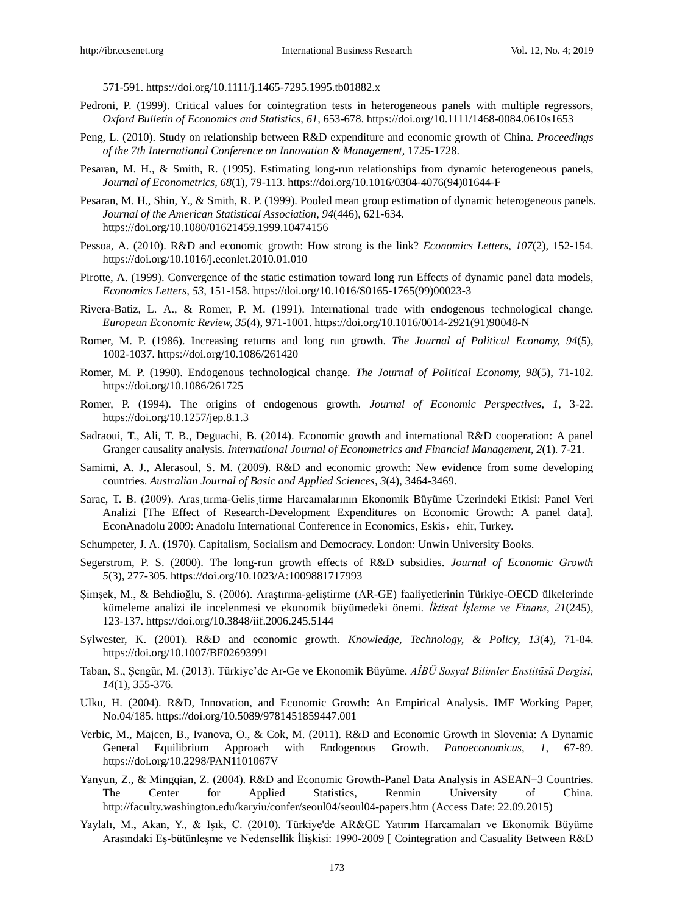571-591. https://doi.org/10.1111/j.1465-7295.1995.tb01882.x

Pedroni, P. (1999). Critical values for cointegration tests in heterogeneous panels with multiple regressors, *Oxford Bulletin of Economics and Statistics, 61,* 653-678. https://doi.org/10.1111/1468-0084.0610s1653

Peng, L. (2010). Study on relationship between R&D expenditure and economic growth of China. *Proceedings of the 7th International Conference on Innovation & Management,* 1725-1728.

Pesaran, M. H., & Smith, R. (1995). Estimating long-run relationships from dynamic heterogeneous panels, *Journal of Econometrics, 68*(1), 79-113. https://doi.org/10.1016/0304-4076(94)01644-F

Pesaran, M. H., Shin, Y., & Smith, R. P. (1999). Pooled mean group estimation of dynamic heterogeneous panels. *Journal of the American Statistical Association, 94*(446), 621-634. https://doi.org/10.1080/01621459.1999.10474156

Pessoa, A. (2010). R&D and economic growth: How strong is the link? *Economics Letters, 107*(2), 152-154. https://doi.org/10.1016/j.econlet.2010.01.010

Pirotte, A. (1999). Convergence of the static estimation toward long run Effects of dynamic panel data models, *Economics Letters, 53,* 151-158. https://doi.org/10.1016/S0165-1765(99)00023-3

Rivera-Batiz, L. A., & Romer, P. M. (1991). International trade with endogenous technological change. *European Economic Review, 35*(4), 971-1001. https://doi.org/10.1016/0014-2921(91)90048-N

Romer, M. P. (1986). Increasing returns and long run growth. *The Journal of Political Economy, 94*(5), 1002-1037. https://doi.org/10.1086/261420

Romer, M. P. (1990). Endogenous technological change. *The Journal of Political Economy, 98*(5), 71-102. https://doi.org/10.1086/261725

Romer, P. (1994). The origins of endogenous growth. *Journal of Economic Perspectives, 1,* 3-22. https://doi.org/10.1257/jep.8.1.3

Sadraoui, T., Ali, T. B., Deguachi, B. (2014). Economic growth and international R&D cooperation: A panel Granger causality analysis. *International Journal of Econometrics and Financial Management, 2*(1). 7-21.

Samimi, A. J., Alerasoul, S. M. (2009). R&D and economic growth: New evidence from some developing countries. *Australian Journal of Basic and Applied Sciences, 3*(4), 3464-3469.

Sarac, T. B. (2009). Aras¸tırma-Gelis¸tirme Harcamalarının Ekonomik Büyüme Üzerindeki Etkisi: Panel Veri Analizi [The Effect of Research-Development Expenditures on Economic Growth: A panel data]. EconAnadolu 2009: Anadolu International Conference in Economics, Eskis，ehir, Turkey.

Schumpeter, J. A. (1970). Capitalism, Socialism and Democracy. London: Unwin University Books.

Segerstrom, P. S. (2000). The long-run growth effects of R&D subsidies. *Journal of Economic Growth 5*(3), 277-305. https://doi.org/10.1023/A:1009881717993

Şimşek, M., & Behdioğlu, S. (2006). Araştırma-geliştirme (AR-GE) faaliyetlerinin Türkiye-OECD ülkelerinde kümeleme analizi ile incelenmesi ve ekonomik büyümedeki önemi. *İktisat İşletme ve Finans, 21*(245), 123-137. https://doi.org/10.3848/iif.2006.245.5144

Sylwester, K. (2001). R&D and economic growth. *Knowledge, Technology, & Policy, 13*(4), 71-84. https://doi.org/10.1007/BF02693991

Taban, S., Şengür, M. (2013). Türkiye'de Ar-Ge ve Ekonomik Büyüme. *AİBÜ Sosyal Bilimler Enstitüsü Dergisi, 14*(1), 355-376.

Ulku, H. (2004). R&D, Innovation, and Economic Growth: An Empirical Analysis. IMF Working Paper, No.04/185. https://doi.org/10.5089/9781451859447.001

Verbic, M., Majcen, B., Ivanova, O., & Cok, M. (2011). R&D and Economic Growth in Slovenia: A Dynamic General Equilibrium Approach with Endogenous Growth. *Panoeconomicus, 1,* 67-89. https://doi.org/10.2298/PAN1101067V

Yanyun, Z., & Mingqian, Z. (2004). R&D and Economic Growth-Panel Data Analysis in ASEAN+3 Countries. The Center for Applied Statistics, Renmin University of China. http://faculty.washington.edu/karyiu/confer/seoul04/seoul04-papers.htm (Access Date: 22.09.2015)

Yaylalı, M., Akan, Y., & Işık, C. (2010). Türkiye'de AR&GE Yatırım Harcamaları ve Ekonomik Büyüme Arasındaki Eş-bütünleşme ve Nedensellik İlişkisi: 1990-2009 [ Cointegration and Casuality Between R&D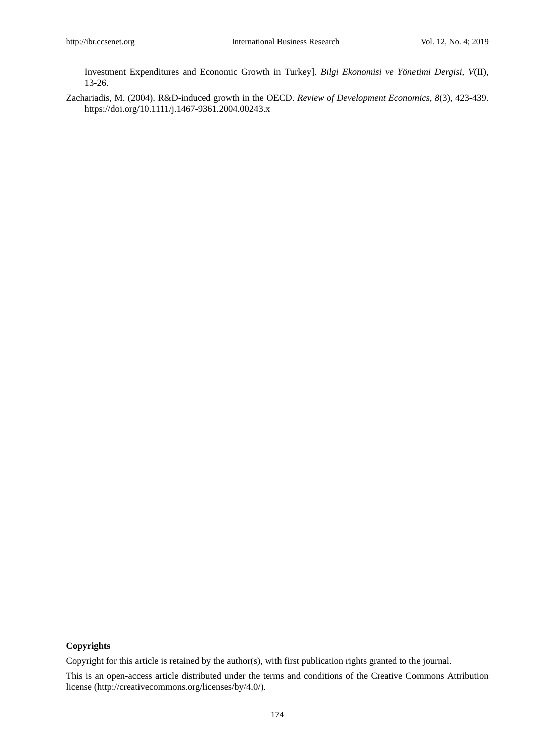Investment Expenditures and Economic Growth in Turkey]. *Bilgi Ekonomisi ve Yönetimi Dergisi, V*(II), 13-26.

Zachariadis, M. (2004). R&D-induced growth in the OECD. *Review of Development Economics*, *8*(3), 423-439. https://doi.org/10.1111/j.1467-9361.2004.00243.x

**Copyrights**

Copyright for this article is retained by the author(s), with first publication rights granted to the journal.

This is an open-access article distributed under the terms and conditions of the Creative Commons Attribution license (http://creativecommons.org/licenses/by/4.0/).